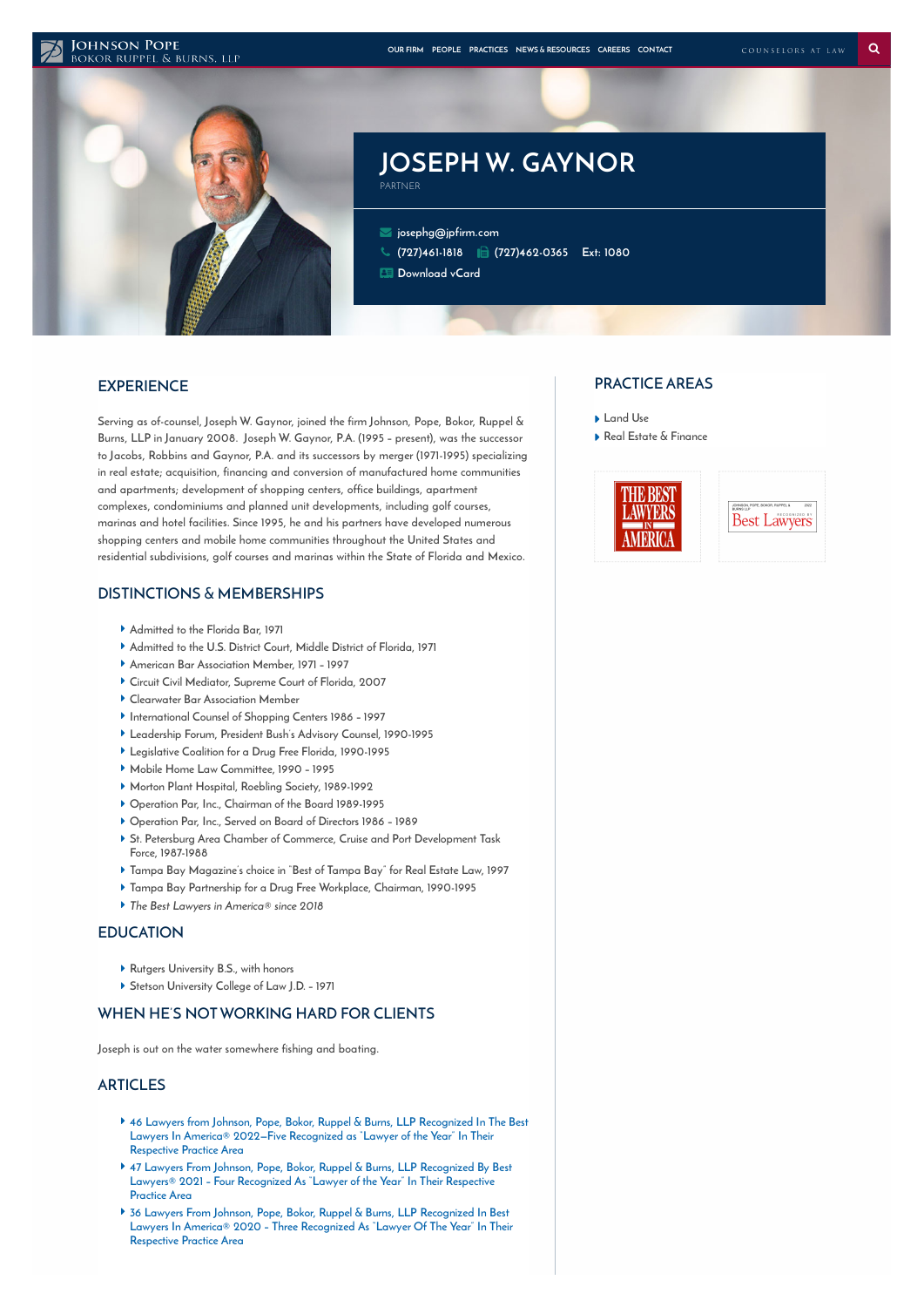JOHNSON POPE
BOKOR RUPPEL & BURNS, LLP

OUR FIRM PEOPLE PRACTICES NEWS & RESOURCES CAREERS CONTACT

COUNSELORS AT LAW

# JOSEPH W. GAYNOR

PARTNER

josephg@jpfirm.com
(727)461-1818 (727)462-0365 Ext: 1080
Download vCard

## EXPERIENCE

Serving as of-counsel, Joseph W. Gaynor, joined the firm Johnson, Pope, Bokor, Ruppel & Burns, LLP in January 2008. Joseph W. Gaynor, P.A. (1995 – present), was the successor to Jacobs, Robbins and Gaynor, P.A. and its successors by merger (1971-1995) specializing in real estate; acquisition, financing and conversion of manufactured home communities and apartments; development of shopping centers, office buildings, apartment complexes, condominiums and planned unit developments, including golf courses, marinas and hotel facilities. Since 1995, he and his partners have developed numerous shopping centers and mobile home communities throughout the United States and residential subdivisions, golf courses and marinas within the State of Florida and Mexico.

## DISTINCTIONS & MEMBERSHIPS

- Admitted to the Florida Bar, 1971
- Admitted to the U.S. District Court, Middle District of Florida, 1971
- American Bar Association Member, 1971 – 1997
- Circuit Civil Mediator, Supreme Court of Florida, 2007
- Clearwater Bar Association Member
- International Counsel of Shopping Centers 1986 – 1997
- Leadership Forum, President Bush's Advisory Counsel, 1990-1995
- Legislative Coalition for a Drug Free Florida, 1990-1995
- Mobile Home Law Committee, 1990 – 1995
- Morton Plant Hospital, Roebling Society, 1989-1992
- Operation Par, Inc., Chairman of the Board 1989-1995
- Operation Par, Inc., Served on Board of Directors 1986 – 1989
- St. Petersburg Area Chamber of Commerce, Cruise and Port Development Task Force, 1987-1988
- Tampa Bay Magazine's choice in "Best of Tampa Bay" for Real Estate Law, 1997
- Tampa Bay Partnership for a Drug Free Workplace, Chairman, 1990-1995
- *The Best Lawyers in America® since 2018*

## EDUCATION

- Rutgers University B.S., with honors
- Stetson University College of Law J.D. – 1971

## WHEN HE'S NOT WORKING HARD FOR CLIENTS

Joseph is out on the water somewhere fishing and boating.

## ARTICLES

- 46 Lawyers from Johnson, Pope, Bokor, Ruppel & Burns, LLP Recognized In The Best Lawyers In America® 2022—Five Recognized as "Lawyer of the Year" In Their Respective Practice Area
- 47 Lawyers From Johnson, Pope, Bokor, Ruppel & Burns, LLP Recognized By Best Lawyers® 2021 – Four Recognized As "Lawyer of the Year" In Their Respective Practice Area
- 36 Lawyers From Johnson, Pope, Bokor, Ruppel & Burns, LLP Recognized In Best Lawyers In America® 2020 – Three Recognized As "Lawyer Of The Year" In Their Respective Practice Area

## PRACTICE AREAS

- Land Use
- Real Estate & Finance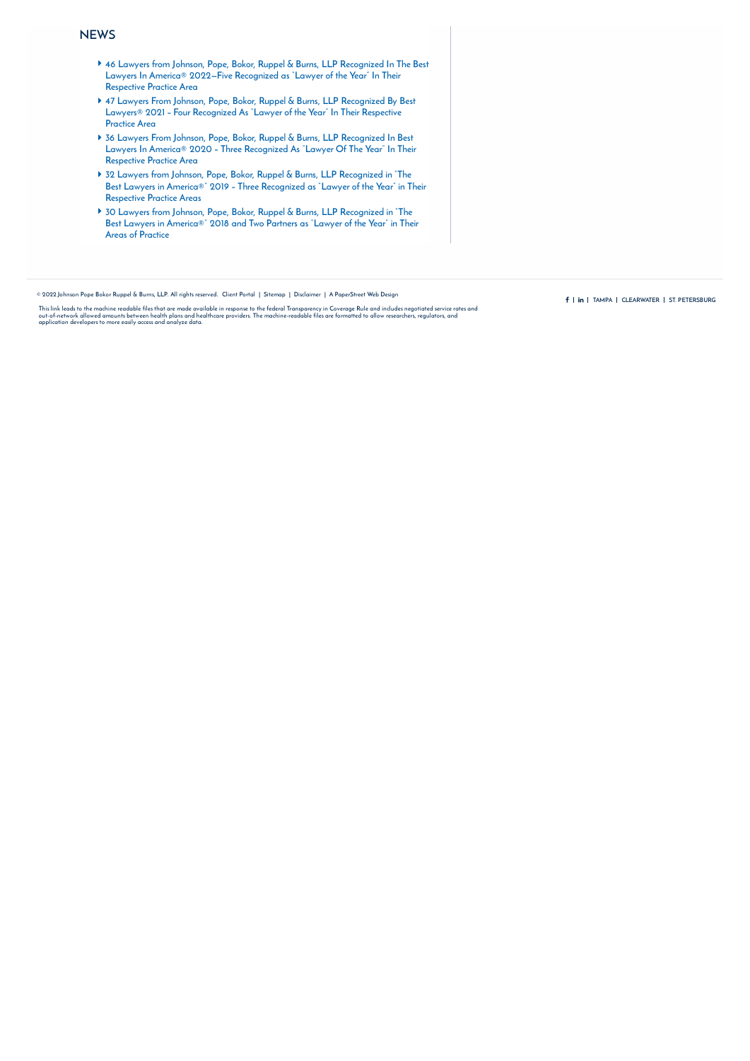## NEWS

- 46 Lawyers from Johnson, Pope, Bokor, Ruppel & Burns, LLP Recognized In The Best Lawyers In America® 2022—Five Recognized as "Lawyer of the Year" In Their Respective Practice Area
- 47 Lawyers From Johnson, Pope, Bokor, Ruppel & Burns, LLP Recognized By Best Lawyers® 2021 – Four Recognized As "Lawyer of the Year" In Their Respective Practice Area
- 36 Lawyers From Johnson, Pope, Bokor, Ruppel & Burns, LLP Recognized In Best Lawyers In America® 2020 – Three Recognized As "Lawyer Of The Year" In Their Respective Practice Area
- 32 Lawyers from Johnson, Pope, Bokor, Ruppel & Burns, LLP Recognized in "The Best Lawyers in America®" 2019 – Three Recognized as "Lawyer of the Year" in Their Respective Practice Areas
- 30 Lawyers from Johnson, Pope, Bokor, Ruppel & Burns, LLP Recognized in "The Best Lawyers in America®" 2018 and Two Partners as "Lawyer of the Year" in Their Areas of Practice

© 2022 Johnson Pope Bokor Ruppel & Burns, LLP. All rights reserved. Client Portal | Sitemap | Disclaimer | A PaperStreet Web Design

f | in | TAMPA | CLEARWATER | ST. PETERSBURG

This link leads to the machine readable files that are made available in response to the federal Transparency in Coverage Rule and includes negotiated service rates and out-of-network allowed amounts between health plans and healthcare providers. The machine-readable files are formatted to allow researchers, regulators, and application developers to more easily access and analyze data.